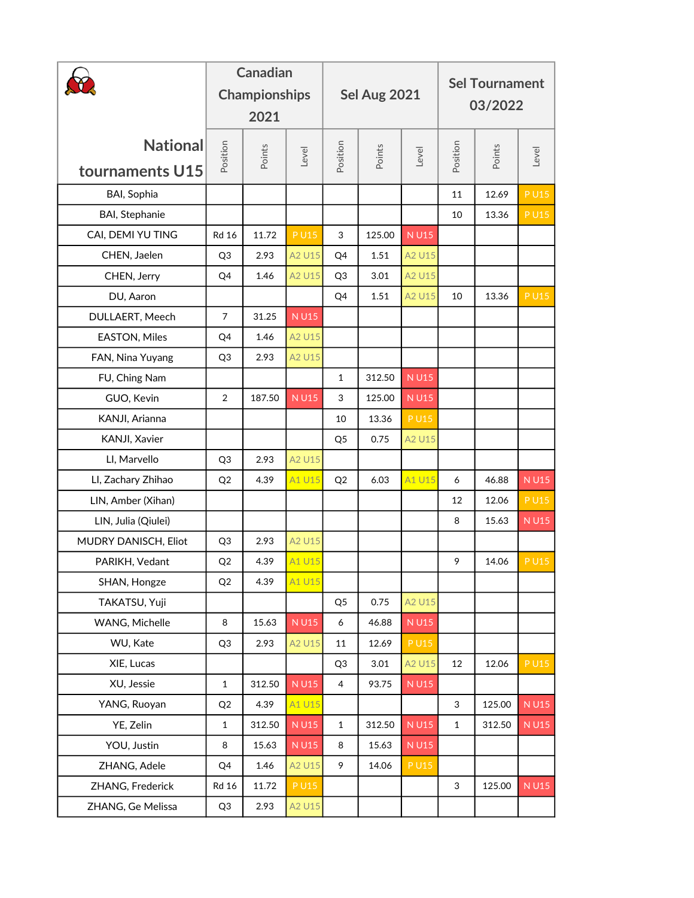| National tournaments U15 | Canadian Championships 2021 | | | Sel Aug 2021 | | | Sel Tournament 03/2022 | | |
|---|---|---|---|---|---|---|---|---|---|
| | Position | Points | Level | Position | Points | Level | Position | Points | Level |
| BAI, Sophia | | | | | | | 11 | 12.69 | P U15 |
| BAI, Stephanie | | | | | | | 10 | 13.36 | P U15 |
| CAI, DEMI YU TING | Rd 16 | 11.72 | P U15 | 3 | 125.00 | N U15 | | | |
| CHEN, Jaelen | Q3 | 2.93 | A2 U15 | Q4 | 1.51 | A2 U15 | | | |
| CHEN, Jerry | Q4 | 1.46 | A2 U15 | Q3 | 3.01 | A2 U15 | | | |
| DU, Aaron | | | | Q4 | 1.51 | A2 U15 | 10 | 13.36 | P U15 |
| DULLAERT, Meech | 7 | 31.25 | N U15 | | | | | | |
| EASTON, Miles | Q4 | 1.46 | A2 U15 | | | | | | |
| FAN, Nina Yuyang | Q3 | 2.93 | A2 U15 | | | | | | |
| FU, Ching Nam | | | | 1 | 312.50 | N U15 | | | |
| GUO, Kevin | 2 | 187.50 | N U15 | 3 | 125.00 | N U15 | | | |
| KANJI, Arianna | | | | 10 | 13.36 | P U15 | | | |
| KANJI, Xavier | | | | Q5 | 0.75 | A2 U15 | | | |
| LI, Marvello | Q3 | 2.93 | A2 U15 | | | | | | |
| LI, Zachary Zhihao | Q2 | 4.39 | A1 U15 | Q2 | 6.03 | A1 U15 | 6 | 46.88 | N U15 |
| LIN, Amber (Xihan) | | | | | | | 12 | 12.06 | P U15 |
| LIN, Julia (Qiulei) | | | | | | | 8 | 15.63 | N U15 |
| MUDRY DANISCH, Eliot | Q3 | 2.93 | A2 U15 | | | | | | |
| PARIKH, Vedant | Q2 | 4.39 | A1 U15 | | | | 9 | 14.06 | P U15 |
| SHAN, Hongze | Q2 | 4.39 | A1 U15 | | | | | | |
| TAKATSU, Yuji | | | | Q5 | 0.75 | A2 U15 | | | |
| WANG, Michelle | 8 | 15.63 | N U15 | 6 | 46.88 | N U15 | | | |
| WU, Kate | Q3 | 2.93 | A2 U15 | 11 | 12.69 | P U15 | | | |
| XIE, Lucas | | | | Q3 | 3.01 | A2 U15 | 12 | 12.06 | P U15 |
| XU, Jessie | 1 | 312.50 | N U15 | 4 | 93.75 | N U15 | | | |
| YANG, Ruoyan | Q2 | 4.39 | A1 U15 | | | | 3 | 125.00 | N U15 |
| YE, Zelin | 1 | 312.50 | N U15 | 1 | 312.50 | N U15 | 1 | 312.50 | N U15 |
| YOU, Justin | 8 | 15.63 | N U15 | 8 | 15.63 | N U15 | | | |
| ZHANG, Adele | Q4 | 1.46 | A2 U15 | 9 | 14.06 | P U15 | | | |
| ZHANG, Frederick | Rd 16 | 11.72 | P U15 | | | | 3 | 125.00 | N U15 |
| ZHANG, Ge Melissa | Q3 | 2.93 | A2 U15 | | | | | | |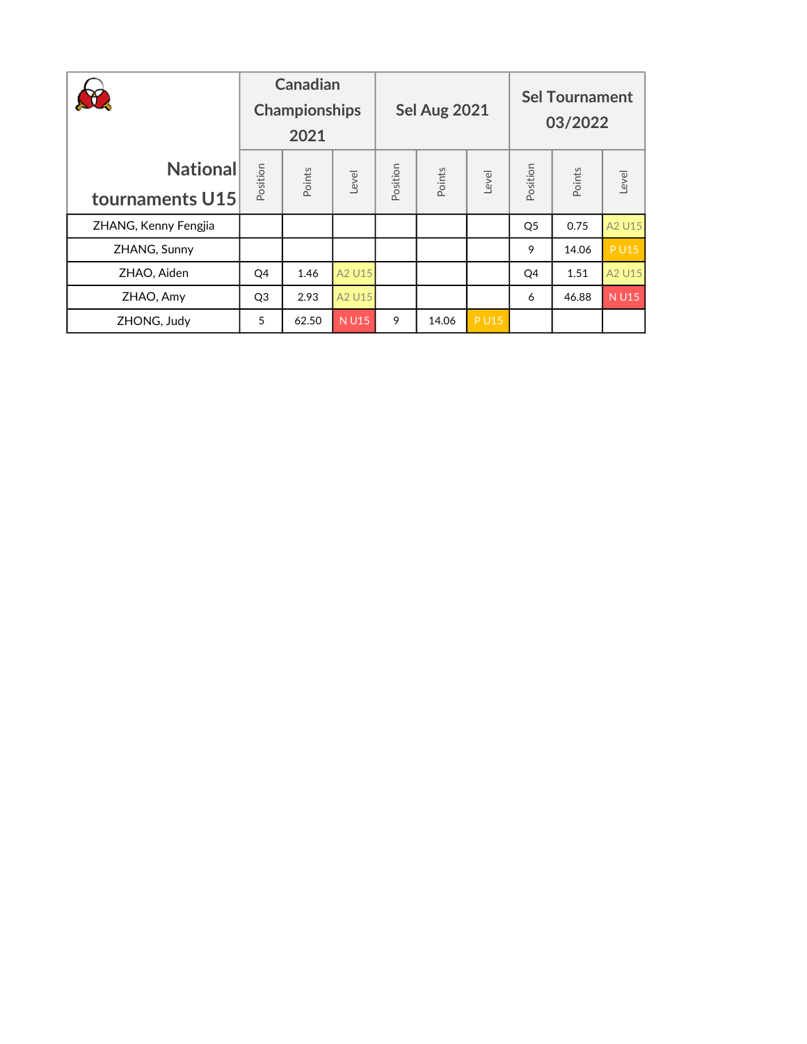| National tournaments U15 | Canadian Championships 2021 | | | Sel Aug 2021 | | | Sel Tournament 03/2022 | | |
|---|---|---|---|---|---|---|---|---|---|
| | Position | Points | Level | Position | Points | Level | Position | Points | Level |
| ZHANG, Kenny Fengjia | | | | | | | Q5 | 0.75 | A2 U15 |
| ZHANG, Sunny | | | | | | | 9 | 14.06 | P U15 |
| ZHAO, Aiden | Q4 | 1.46 | A2 U15 | | | | Q4 | 1.51 | A2 U15 |
| ZHAO, Amy | Q3 | 2.93 | A2 U15 | | | | 6 | 46.88 | N U15 |
| ZHONG, Judy | 5 | 62.50 | N U15 | 9 | 14.06 | P U15 | | | |